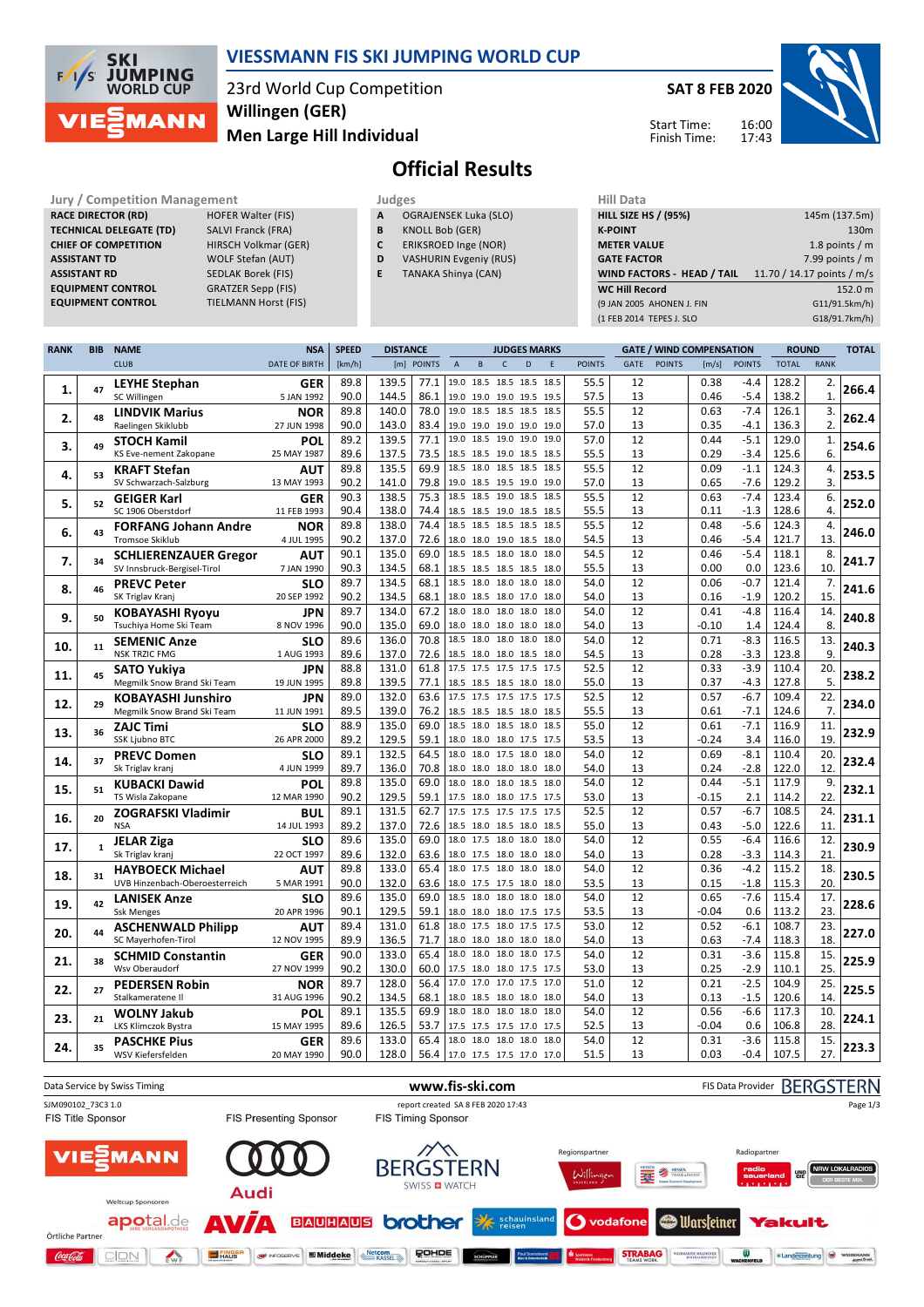# VIESSMANN FIS SKI JUMPING WORLD CUP

23rd World Cup Competition
**Willingen (GER)**
**Men Large Hill Individual**

**SAT 8 FEB 2020**

Start Time: 16:00
Finish Time: 17:43

## Official Results

| Jury / Competition Management | |
|---|---|
| RACE DIRECTOR (RD) | HOFER Walter (FIS) |
| TECHNICAL DELEGATE (TD) | SALVI Franck (FRA) |
| CHIEF OF COMPETITION | HIRSCH Volkmar (GER) |
| ASSISTANT TD | WOLF Stefan (AUT) |
| ASSISTANT RD | SEDLAK Borek (FIS) |
| EQUIPMENT CONTROL | GRATZER Sepp (FIS) |
| EQUIPMENT CONTROL | TIELMANN Horst (FIS) |

| Judges | |
|---|---|
| A | OGRAJENSEK Luka (SLO) |
| B | KNOLL Bob (GER) |
| C | ERIKSROED Inge (NOR) |
| D | VASHURIN Evgeniy (RUS) |
| E | TANAKA Shinya (CAN) |

| Hill Data | |
|---|---|
| HILL SIZE HS / (95%) | 145m (137.5m) |
| K-POINT | 130m |
| METER VALUE | 1.8 points / m |
| GATE FACTOR | 7.99 points / m |
| WIND FACTORS - HEAD / TAIL | 11.70 / 14.17 points / m/s |
| WC Hill Record | 152.0 m |
| (9 JAN 2005 AHONEN J. FIN | G11/91.5km/h) |
| (1 FEB 2014 TEPES J. SLO | G18/91.7km/h) |

| RANK | BIB | NAME / CLUB | NSA / DATE OF BIRTH | SPEED [km/h] | DISTANCE [m] | DISTANCE POINTS | A | B | C | D | E | JUDGES POINTS | GATE | GATE POINTS | WIND [m/s] | WIND POINTS | ROUND TOTAL | ROUND RANK | TOTAL |
|---|---|---|---|---|---|---|---|---|---|---|---|---|---|---|---|---|---|---|---|
| 1. | 47 | LEYHE Stephan | GER | 89.8 | 139.5 | 77.1 | 19.0 | 18.5 | 18.5 | 18.5 | 18.5 | 55.5 | 12 | | 0.38 | -4.4 | 128.2 | 2. | 266.4 |
| | | SC Willingen | 5 JAN 1992 | 90.0 | 144.5 | 86.1 | 19.0 | 19.0 | 19.0 | 19.5 | 19.5 | 57.5 | 13 | | 0.46 | -5.4 | 138.2 | 1. | |
| 2. | 48 | LINDVIK Marius | NOR | 89.8 | 140.0 | 78.0 | 19.0 | 18.5 | 18.5 | 18.5 | 18.5 | 55.5 | 12 | | 0.63 | -7.4 | 126.1 | 3. | 262.4 |
| | | Raelingen Skiklubb | 27 JUN 1998 | 90.0 | 143.0 | 83.4 | 19.0 | 19.0 | 19.0 | 19.0 | 19.0 | 57.0 | 13 | | 0.35 | -4.1 | 136.3 | 2. | |
| 3. | 49 | STOCH Kamil | POL | 89.2 | 139.5 | 77.1 | 19.0 | 18.5 | 19.0 | 19.0 | 19.0 | 57.0 | 12 | | 0.44 | -5.1 | 129.0 | 1. | 254.6 |
| | | KS Eve-nement Zakopane | 25 MAY 1987 | 89.6 | 137.5 | 73.5 | 18.5 | 18.5 | 19.0 | 18.5 | 18.5 | 55.5 | 13 | | 0.29 | -3.4 | 125.6 | 6. | |
| 4. | 53 | KRAFT Stefan | AUT | 89.8 | 135.5 | 69.9 | 18.5 | 18.0 | 18.5 | 18.5 | 18.5 | 55.5 | 12 | | 0.09 | -1.1 | 124.3 | 4. | 253.5 |
| | | SV Schwarzach-Salzburg | 13 MAY 1993 | 90.2 | 141.0 | 79.8 | 19.0 | 18.5 | 19.5 | 19.0 | 19.0 | 57.0 | 13 | | 0.65 | -7.6 | 129.2 | 3. | |
| 5. | 52 | GEIGER Karl | GER | 90.3 | 138.5 | 75.3 | 18.5 | 18.5 | 19.0 | 18.5 | 18.5 | 55.5 | 12 | | 0.63 | -7.4 | 123.4 | 6. | 252.0 |
| | | SC 1906 Oberstdorf | 11 FEB 1993 | 90.4 | 138.0 | 74.4 | 18.5 | 18.5 | 19.0 | 18.5 | 18.5 | 55.5 | 13 | | 0.11 | -1.3 | 128.6 | 4. | |
| 6. | 43 | FORFANG Johann Andre | NOR | 89.8 | 138.0 | 74.4 | 18.5 | 18.5 | 18.5 | 18.5 | 18.5 | 55.5 | 12 | | 0.48 | -5.6 | 124.3 | 4. | 246.0 |
| | | Tromsoe Skiklub | 4 JUL 1995 | 90.2 | 137.0 | 72.6 | 18.0 | 18.0 | 19.0 | 18.0 | 18.5 | 54.5 | 13 | | 0.46 | -5.4 | 121.7 | 13. | |
| 7. | 34 | SCHLIERENZAUER Gregor | AUT | 90.1 | 135.0 | 69.0 | 18.5 | 18.5 | 18.0 | 18.0 | 18.0 | 54.5 | 12 | | 0.46 | -5.4 | 118.1 | 8. | 241.7 |
| | | SV Innsbruck-Bergisel-Tirol | 7 JAN 1990 | 90.3 | 134.5 | 68.1 | 18.5 | 18.5 | 18.5 | 18.5 | 18.5 | 55.5 | 13 | | 0.00 | 0.0 | 123.6 | 10. | |
| 8. | 46 | PREVC Peter | SLO | 89.7 | 134.5 | 68.1 | 18.5 | 18.0 | 18.0 | 18.0 | 18.0 | 54.0 | 12 | | 0.06 | -0.7 | 121.4 | 7. | 241.6 |
| | | SK Triglav Kranj | 20 SEP 1992 | 90.2 | 134.5 | 68.1 | 18.0 | 18.5 | 18.0 | 17.0 | 18.0 | 54.0 | 13 | | 0.16 | -1.9 | 120.2 | 15. | |
| 9. | 50 | KOBAYASHI Ryoyu | JPN | 89.7 | 134.0 | 67.2 | 18.0 | 18.0 | 18.0 | 18.0 | 18.0 | 54.0 | 12 | | 0.41 | -4.8 | 116.4 | 14. | 240.8 |
| | | Tsuchiya Home Ski Team | 8 NOV 1996 | 90.0 | 135.0 | 69.0 | 18.0 | 18.0 | 18.0 | 18.0 | 18.0 | 54.0 | 13 | | -0.10 | 1.4 | 124.4 | 8. | |
| 10. | 11 | SEMENIC Anze | SLO | 89.6 | 136.0 | 70.8 | 18.5 | 18.0 | 18.0 | 18.0 | 18.0 | 54.0 | 12 | | 0.71 | -8.3 | 116.5 | 13. | 240.3 |
| | | NSK TRZIC FMG | 1 AUG 1993 | 89.6 | 137.0 | 72.6 | 18.5 | 18.0 | 18.0 | 18.5 | 18.0 | 54.5 | 13 | | 0.28 | -3.3 | 123.8 | 9. | |
| 11. | 45 | SATO Yukiya | JPN | 88.8 | 131.0 | 61.8 | 17.5 | 17.5 | 17.5 | 17.5 | 17.5 | 52.5 | 12 | | 0.33 | -3.9 | 110.4 | 20. | 238.2 |
| | | Megmilk Snow Brand Ski Team | 19 JUN 1995 | 89.8 | 139.5 | 77.1 | 18.5 | 18.5 | 18.5 | 18.0 | 18.0 | 55.0 | 13 | | 0.37 | -4.3 | 127.8 | 5. | |
| 12. | 29 | KOBAYASHI Junshiro | JPN | 89.0 | 132.0 | 63.6 | 17.5 | 17.5 | 17.5 | 17.5 | 17.5 | 52.5 | 12 | | 0.57 | -6.7 | 109.4 | 22. | 234.0 |
| | | Megmilk Snow Brand Ski Team | 11 JUN 1991 | 89.5 | 139.0 | 76.2 | 18.5 | 18.5 | 18.5 | 18.5 | 18.5 | 55.5 | 13 | | 0.61 | -7.1 | 124.6 | 7. | |
| 13. | 36 | ZAJC Timi | SLO | 88.9 | 135.0 | 69.0 | 18.5 | 18.0 | 18.5 | 18.0 | 18.5 | 55.0 | 12 | | 0.61 | -7.1 | 116.9 | 11. | 232.9 |
| | | SSK Ljubno BTC | 26 APR 2000 | 89.2 | 129.5 | 59.1 | 18.0 | 18.0 | 18.0 | 17.5 | 17.5 | 53.5 | 13 | | -0.24 | 3.4 | 116.0 | 19. | |
| 14. | 37 | PREVC Domen | SLO | 89.1 | 132.5 | 64.5 | 18.0 | 18.0 | 17.5 | 18.0 | 18.0 | 54.0 | 12 | | 0.69 | -8.1 | 110.4 | 20. | 232.4 |
| | | Sk Triglav kranj | 4 JUN 1999 | 89.7 | 136.0 | 70.8 | 18.0 | 18.0 | 18.0 | 18.0 | 18.0 | 54.0 | 13 | | 0.24 | -2.8 | 122.0 | 12. | |
| 15. | 51 | KUBACKI Dawid | POL | 89.8 | 135.0 | 69.0 | 18.0 | 18.0 | 18.0 | 18.5 | 18.0 | 54.0 | 12 | | 0.44 | -5.1 | 117.9 | 9. | 232.1 |
| | | TS Wisla Zakopane | 12 MAR 1990 | 90.2 | 129.5 | 59.1 | 17.5 | 18.0 | 18.0 | 17.5 | 17.5 | 53.0 | 13 | | -0.15 | 2.1 | 114.2 | 22. | |
| 16. | 20 | ZOGRAFSKI Vladimir | BUL | 89.1 | 131.5 | 62.7 | 17.5 | 17.5 | 17.5 | 17.5 | 17.5 | 52.5 | 12 | | 0.57 | -6.7 | 108.5 | 24. | 231.1 |
| | | NSA | 14 JUL 1993 | 89.2 | 137.0 | 72.6 | 18.5 | 18.0 | 18.5 | 18.0 | 18.5 | 55.0 | 13 | | 0.43 | -5.0 | 122.6 | 11. | |
| 17. | 1 | JELAR Ziga | SLO | 89.6 | 135.0 | 69.0 | 18.0 | 17.5 | 18.0 | 18.0 | 18.0 | 54.0 | 12 | | 0.55 | -6.4 | 116.6 | 12. | 230.9 |
| | | Sk Triglav kranj | 22 OCT 1997 | 89.6 | 132.0 | 63.6 | 18.0 | 17.5 | 18.0 | 18.0 | 18.0 | 54.0 | 13 | | 0.28 | -3.3 | 114.3 | 21. | |
| 18. | 31 | HAYBOECK Michael | AUT | 89.8 | 133.0 | 65.4 | 18.0 | 17.5 | 18.0 | 18.0 | 18.0 | 54.0 | 12 | | 0.36 | -4.2 | 115.2 | 18. | 230.5 |
| | | UVB Hinzenbach-Oberoesterreich | 5 MAR 1991 | 90.0 | 132.0 | 63.6 | 18.0 | 17.5 | 17.5 | 18.0 | 18.0 | 53.5 | 13 | | 0.15 | -1.8 | 115.3 | 20. | |
| 19. | 42 | LANISEK Anze | SLO | 89.6 | 135.0 | 69.0 | 18.5 | 18.0 | 18.0 | 18.0 | 18.0 | 54.0 | 12 | | 0.65 | -7.6 | 115.4 | 17. | 228.6 |
| | | Ssk Menges | 20 APR 1996 | 90.1 | 129.5 | 59.1 | 18.0 | 18.0 | 18.0 | 17.5 | 17.5 | 53.5 | 13 | | -0.04 | 0.6 | 113.2 | 23. | |
| 20. | 44 | ASCHENWALD Philipp | AUT | 89.4 | 131.0 | 61.8 | 18.0 | 17.5 | 18.0 | 17.5 | 17.5 | 53.0 | 12 | | 0.52 | -6.1 | 108.7 | 23. | 227.0 |
| | | SC Mayerhofen-Tirol | 12 NOV 1995 | 89.9 | 136.5 | 71.7 | 18.0 | 18.0 | 18.0 | 18.0 | 18.0 | 54.0 | 13 | | 0.63 | -7.4 | 118.3 | 18. | |
| 21. | 38 | SCHMID Constantin | GER | 90.0 | 133.0 | 65.4 | 18.0 | 18.0 | 18.0 | 18.0 | 17.5 | 54.0 | 12 | | 0.31 | -3.6 | 115.8 | 15. | 225.9 |
| | | Wsv Oberaudorf | 27 NOV 1999 | 90.2 | 130.0 | 60.0 | 17.5 | 18.0 | 18.0 | 17.5 | 17.5 | 53.0 | 13 | | 0.25 | -2.9 | 110.1 | 25. | |
| 22. | 27 | PEDERSEN Robin | NOR | 89.7 | 128.0 | 56.4 | 17.0 | 17.0 | 17.0 | 17.5 | 17.0 | 51.0 | 12 | | 0.21 | -2.5 | 104.9 | 25. | 225.5 |
| | | Stalkameratene Il | 31 AUG 1996 | 90.2 | 134.5 | 68.1 | 18.0 | 18.5 | 18.0 | 18.0 | 18.0 | 54.0 | 13 | | 0.13 | -1.5 | 120.6 | 14. | |
| 23. | 21 | WOLNY Jakub | POL | 89.1 | 135.5 | 69.9 | 18.0 | 18.0 | 18.0 | 18.0 | 18.0 | 54.0 | 12 | | 0.56 | -6.6 | 117.3 | 10. | 224.1 |
| | | LKS Klimczok Bystra | 15 MAY 1995 | 89.6 | 126.5 | 53.7 | 17.5 | 17.5 | 17.5 | 17.0 | 17.5 | 52.5 | 13 | | -0.04 | 0.6 | 106.8 | 28. | |
| 24. | 35 | PASCHKE Pius | GER | 89.6 | 133.0 | 65.4 | 18.0 | 18.0 | 18.0 | 18.0 | 18.0 | 54.0 | 12 | | 0.31 | -3.6 | 115.8 | 15. | 223.3 |
| | | WSV Kiefersfelden | 20 MAY 1990 | 90.0 | 128.0 | 56.4 | 17.0 | 17.5 | 17.5 | 17.0 | 17.0 | 51.5 | 13 | | 0.03 | -0.4 | 107.5 | 27. | |

Data Service by Swiss Timing — www.fis-ski.com — FIS Data Provider BERGSTERN

SJM090102_73C3 1.0 — report created SA 8 FEB 2020 17:43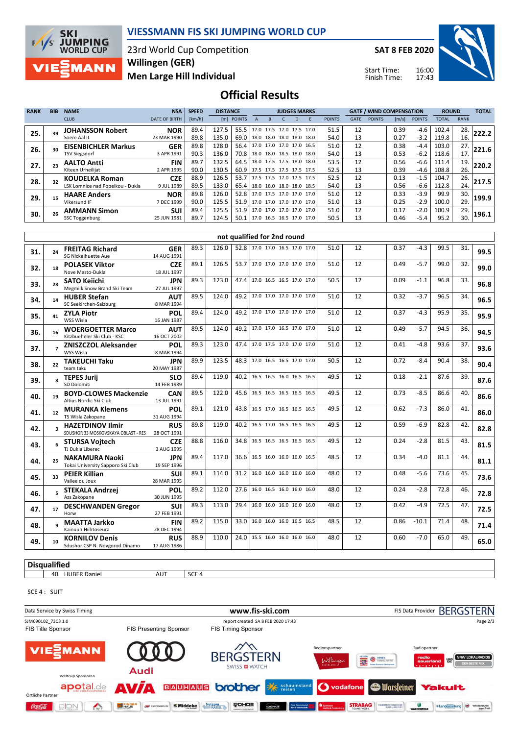# VIESSMANN FIS SKI JUMPING WORLD CUP

23rd World Cup Competition
Willingen (GER)
Men Large Hill Individual

SAT 8 FEB 2020

Start Time: 16:00
Finish Time: 17:43

## Official Results

| RANK | BIB | NAME / CLUB | NSA / DATE OF BIRTH | SPEED [km/h] | DISTANCE [m] | DISTANCE POINTS | JUDGES MARKS A | B | C | D | E | JUDGES POINTS | GATE | GATE POINTS | WIND [m/s] | WIND POINTS | ROUND TOTAL | ROUND RANK | TOTAL |
|---|---|---|---|---|---|---|---|---|---|---|---|---|---|---|---|---|---|---|---|
| 25. | 39 | JOHANSSON Robert / Soere Aal IL | NOR / 23 MAR 1990 | 89.4 | 127.5 | 55.5 | 17.0 | 17.5 | 17.0 | 17.5 | 17.0 | 51.5 | 12 | | 0.39 | -4.6 | 102.4 | 28. | 222.2 |
| | | | | 89.8 | 135.0 | 69.0 | 18.0 | 18.0 | 18.0 | 18.0 | 18.0 | 54.0 | 13 | | 0.27 | -3.2 | 119.8 | 16. | |
| 26. | 30 | EISENBICHLER Markus / TSV Siegsdorf | GER / 3 APR 1991 | 89.8 | 128.0 | 56.4 | 17.0 | 17.0 | 17.0 | 17.0 | 16.5 | 51.0 | 12 | | 0.38 | -4.4 | 103.0 | 27. | 221.6 |
| | | | | 90.3 | 136.0 | 70.8 | 18.0 | 18.0 | 18.5 | 18.0 | 18.0 | 54.0 | 13 | | 0.53 | -6.2 | 118.6 | 17. | |
| 27. | 23 | AALTO Antti / Kiteen Urheilijat | FIN / 2 APR 1995 | 89.7 | 132.5 | 64.5 | 18.0 | 17.5 | 17.5 | 18.0 | 18.0 | 53.5 | 12 | | 0.56 | -6.6 | 111.4 | 19. | 220.2 |
| | | | | 90.0 | 130.5 | 60.9 | 17.5 | 17.5 | 17.5 | 17.5 | 17.5 | 52.5 | 13 | | 0.39 | -4.6 | 108.8 | 26. | |
| 28. | 32 | KOUDELKA Roman / LSK Lomnice nad Popelkou - Dukla | CZE / 9 JUL 1989 | 88.9 | 126.5 | 53.7 | 17.5 | 17.5 | 17.0 | 17.5 | 17.5 | 52.5 | 12 | | 0.13 | -1.5 | 104.7 | 26. | 217.5 |
| | | | | 89.5 | 133.0 | 65.4 | 18.0 | 18.0 | 18.0 | 18.0 | 18.5 | 54.0 | 13 | | 0.56 | -6.6 | 112.8 | 24. | |
| 29. | 15 | HAARE Anders / Vikersund IF | NOR / 7 DEC 1999 | 89.8 | 126.0 | 52.8 | 17.0 | 17.5 | 17.0 | 17.0 | 17.0 | 51.0 | 12 | | 0.33 | -3.9 | 99.9 | 30. | 199.9 |
| | | | | 90.0 | 125.5 | 51.9 | 17.0 | 17.0 | 17.0 | 17.0 | 17.0 | 51.0 | 13 | | 0.25 | -2.9 | 100.0 | 29. | |
| 30. | 26 | AMMANN Simon / SSC Toggenburg | SUI / 25 JUN 1981 | 89.4 | 125.5 | 51.9 | 17.0 | 17.0 | 17.0 | 17.0 | 17.0 | 51.0 | 12 | | 0.17 | -2.0 | 100.9 | 29. | 196.1 |
| | | | | 89.7 | 124.5 | 50.1 | 17.0 | 16.5 | 16.5 | 17.0 | 17.0 | 50.5 | 13 | | 0.46 | -5.4 | 95.2 | 30. | |

### not qualified for 2nd round

| RANK | BIB | NAME / CLUB | NSA / DATE OF BIRTH | SPEED [km/h] | DISTANCE [m] | DISTANCE POINTS | JUDGES MARKS A | B | C | D | E | JUDGES POINTS | GATE | GATE POINTS | WIND [m/s] | WIND POINTS | ROUND TOTAL | ROUND RANK | TOTAL |
|---|---|---|---|---|---|---|---|---|---|---|---|---|---|---|---|---|---|---|---|
| 31. | 24 | FREITAG Richard / SG Nickelhuette Aue | GER / 14 AUG 1991 | 89.3 | 126.0 | 52.8 | 17.0 | 17.0 | 16.5 | 17.0 | 17.0 | 51.0 | 12 | | 0.37 | -4.3 | 99.5 | 31. | 99.5 |
| 32. | 18 | POLASEK Viktor / Nove Mesto-Dukla | CZE / 18 JUL 1997 | 89.1 | 126.5 | 53.7 | 17.0 | 17.0 | 17.0 | 17.0 | 17.0 | 51.0 | 12 | | 0.49 | -5.7 | 99.0 | 32. | 99.0 |
| 33. | 28 | SATO Keiichi / Megmilk Snow Brand Ski Team | JPN / 27 JUL 1997 | 89.3 | 123.0 | 47.4 | 17.0 | 16.5 | 16.5 | 17.0 | 17.0 | 50.5 | 12 | | 0.09 | -1.1 | 96.8 | 33. | 96.8 |
| 34. | 14 | HUBER Stefan / SC Seekirchen-Salzburg | AUT / 8 MAR 1994 | 89.5 | 124.0 | 49.2 | 17.0 | 17.0 | 17.0 | 17.0 | 17.0 | 51.0 | 12 | | 0.32 | -3.7 | 96.5 | 34. | 96.5 |
| 35. | 41 | ZYLA Piotr / WSS Wisla | POL / 16 JAN 1987 | 89.4 | 124.0 | 49.2 | 17.0 | 17.0 | 17.0 | 17.0 | 17.0 | 51.0 | 12 | | 0.37 | -4.3 | 95.9 | 35. | 95.9 |
| 36. | 16 | WOERGOETTER Marco / Kitzbueheler Ski Club - KSC | AUT / 16 OCT 2002 | 89.5 | 124.0 | 49.2 | 17.0 | 17.0 | 16.5 | 17.0 | 17.0 | 51.0 | 12 | | 0.49 | -5.7 | 94.5 | 36. | 94.5 |
| 37. | 7 | ZNISZCZOL Aleksander / WSS Wisla | POL / 8 MAR 1994 | 89.3 | 123.0 | 47.4 | 17.0 | 17.5 | 17.0 | 17.0 | 17.0 | 51.0 | 12 | | 0.41 | -4.8 | 93.6 | 37. | 93.6 |
| 38. | 22 | TAKEUCHI Taku / team taku | JPN / 20 MAY 1987 | 89.9 | 123.5 | 48.3 | 17.0 | 16.5 | 16.5 | 17.0 | 17.0 | 50.5 | 12 | | 0.72 | -8.4 | 90.4 | 38. | 90.4 |
| 39. | 8 | TEPES Jurij / SD Dolomiti | SLO / 14 FEB 1989 | 89.4 | 119.0 | 40.2 | 16.5 | 16.5 | 16.0 | 16.5 | 16.5 | 49.5 | 12 | | 0.18 | -2.1 | 87.6 | 39. | 87.6 |
| 40. | 19 | BOYD-CLOWES Mackenzie / Altius Nordic Ski Club | CAN / 13 JUL 1991 | 89.5 | 122.0 | 45.6 | 16.5 | 16.5 | 16.5 | 16.5 | 16.5 | 49.5 | 12 | | 0.73 | -8.5 | 86.6 | 40. | 86.6 |
| 41. | 12 | MURANKA Klemens / TS Wisla Zakopane | POL / 31 AUG 1994 | 89.1 | 121.0 | 43.8 | 16.5 | 17.0 | 16.5 | 16.5 | 16.5 | 49.5 | 12 | | 0.62 | -7.3 | 86.0 | 41. | 86.0 |
| 42. | 3 | HAZETDINOV Ilmir / SDUSHOR 33 MOSKOVSKAYA OBLAST - RES | RUS / 28 OCT 1991 | 89.8 | 119.0 | 40.2 | 16.5 | 17.0 | 16.5 | 16.5 | 16.5 | 49.5 | 12 | | 0.59 | -6.9 | 82.8 | 42. | 82.8 |
| 43. | 6 | STURSA Vojtech / TJ Dukla Liberec | CZE / 3 AUG 1995 | 88.8 | 116.0 | 34.8 | 16.5 | 16.5 | 16.5 | 16.5 | 16.5 | 49.5 | 12 | | 0.24 | -2.8 | 81.5 | 43. | 81.5 |
| 44. | 25 | NAKAMURA Naoki / Tokai University Sapporo Ski Club | JPN / 19 SEP 1996 | 89.4 | 117.0 | 36.6 | 16.5 | 16.0 | 16.0 | 16.0 | 16.5 | 48.5 | 12 | | 0.34 | -4.0 | 81.1 | 44. | 81.1 |
| 45. | 33 | PEIER Killian / Vallee du Joux | SUI / 28 MAR 1995 | 89.1 | 114.0 | 31.2 | 16.0 | 16.0 | 16.0 | 16.0 | 16.0 | 48.0 | 12 | | 0.48 | -5.6 | 73.6 | 45. | 73.6 |
| 46. | 5 | STEKALA Andrzej / Azs Zakopane | POL / 30 JUN 1995 | 89.2 | 112.0 | 27.6 | 16.0 | 16.5 | 16.0 | 16.0 | 16.0 | 48.0 | 12 | | 0.24 | -2.8 | 72.8 | 46. | 72.8 |
| 47. | 17 | DESCHWANDEN Gregor / Horw | SUI / 27 FEB 1991 | 89.3 | 113.0 | 29.4 | 16.0 | 16.0 | 16.0 | 16.0 | 16.0 | 48.0 | 12 | | 0.42 | -4.9 | 72.5 | 47. | 72.5 |
| 48. | 9 | MAATTA Jarkko / Kainuun Hiihtoseura | FIN / 28 DEC 1994 | 89.2 | 115.0 | 33.0 | 16.0 | 16.0 | 16.0 | 16.5 | 16.5 | 48.5 | 12 | | 0.86 | -10.1 | 71.4 | 48. | 71.4 |
| 49. | 10 | KORNILOV Denis / Sdushor CSP N. Novgorod Dinamo | RUS / 17 AUG 1986 | 88.9 | 110.0 | 24.0 | 15.5 | 16.0 | 16.0 | 16.0 | 16.0 | 48.0 | 12 | | 0.60 | -7.0 | 65.0 | 49. | 65.0 |

### Disqualified

| BIB | NAME | NSA | REASON |
|---|---|---|---|
| 40 | HUBER Daniel | AUT | SCE 4 |

SCE 4 : SUIT

Data Service by Swiss Timing — www.fis-ski.com — FIS Data Provider BERGSTERN

SJM090102_73C3 1.0 — report created SA 8 FEB 2020 17:43

FIS Title Sponsor: VIESSMANN — FIS Presenting Sponsor: Audi — FIS Timing Sponsor: BERGSTERN SWISS WATCH

Regionspartner — Radiopartner — Weltcup Sponsoren — Örtliche Partner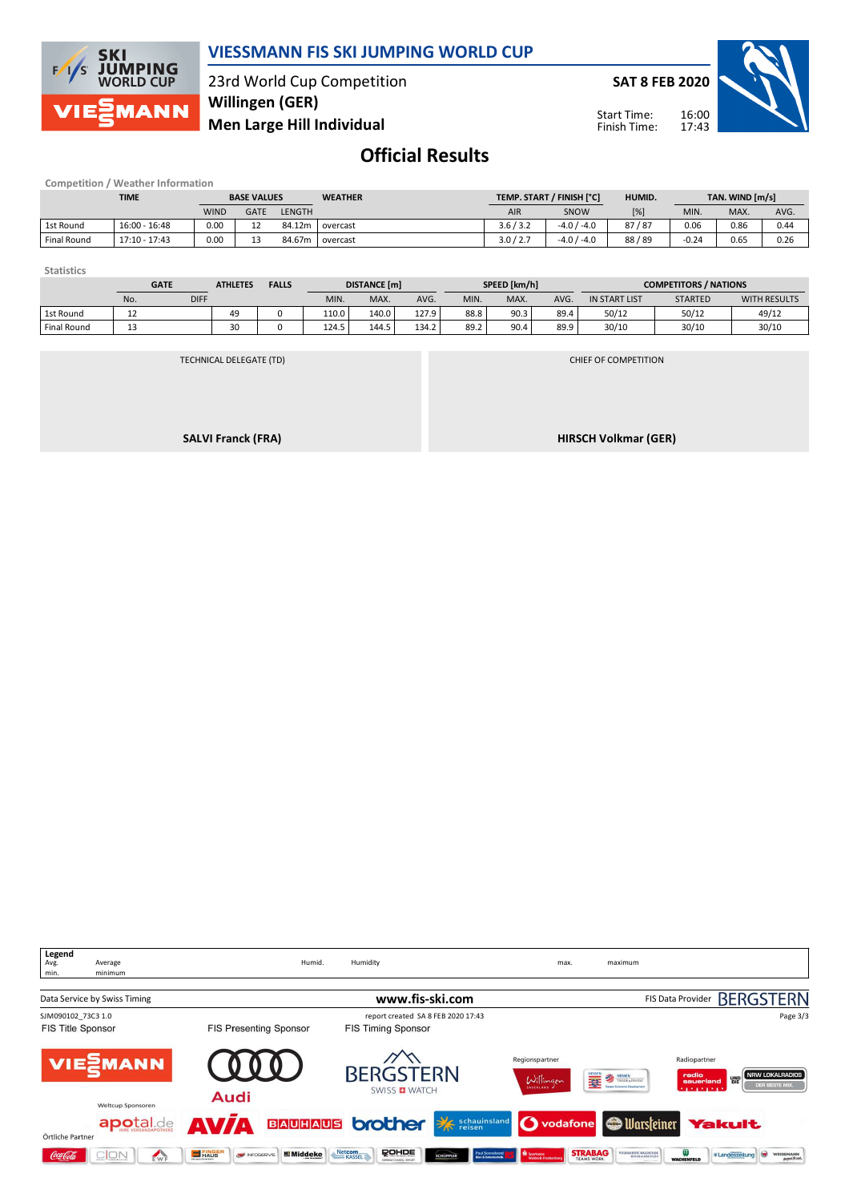# VIESSMANN FIS SKI JUMPING WORLD CUP

23rd World Cup Competition

**Willingen (GER)**

**Men Large Hill Individual**

**SAT 8 FEB 2020**

Start Time: 16:00
Finish Time: 17:43

## Official Results

Competition / Weather Information

| | TIME | BASE VALUES | | | WEATHER | TEMP. START / FINISH [°C] | | HUMID. | TAN. WIND [m/s] | | |
|---|---|---|---|---|---|---|---|---|---|---|---|
| | | WIND | GATE | LENGTH | | AIR | SNOW | [%] | MIN. | MAX. | AVG. |
| 1st Round | 16:00 - 16:48 | 0.00 | 12 | 84.12m | overcast | 3.6 / 3.2 | -4.0 / -4.0 | 87 / 87 | 0.06 | 0.86 | 0.44 |
| Final Round | 17:10 - 17:43 | 0.00 | 13 | 84.67m | overcast | 3.0 / 2.7 | -4.0 / -4.0 | 88 / 89 | -0.24 | 0.65 | 0.26 |

Statistics

| | GATE | | ATHLETES | FALLS | DISTANCE [m] | | | SPEED [km/h] | | | COMPETITORS / NATIONS | | |
|---|---|---|---|---|---|---|---|---|---|---|---|---|---|
| | No. | DIFF | | | MIN. | MAX. | AVG. | MIN. | MAX. | AVG. | IN START LIST | STARTED | WITH RESULTS |
| 1st Round | 12 | | 49 | 0 | 110.0 | 140.0 | 127.9 | 88.8 | 90.3 | 89.4 | 50/12 | 50/12 | 49/12 |
| Final Round | 13 | | 30 | 0 | 124.5 | 144.5 | 134.2 | 89.2 | 90.4 | 89.9 | 30/10 | 30/10 | 30/10 |

| TECHNICAL DELEGATE (TD) | CHIEF OF COMPETITION |
|---|---|
| **SALVI Franck (FRA)** | **HIRSCH Volkmar (GER)** |

**Legend**

| | | | | | |
|---|---|---|---|---|---|
| Avg. | Average | Humid. | Humidity | max. | maximum |
| min. | minimum | | | | |